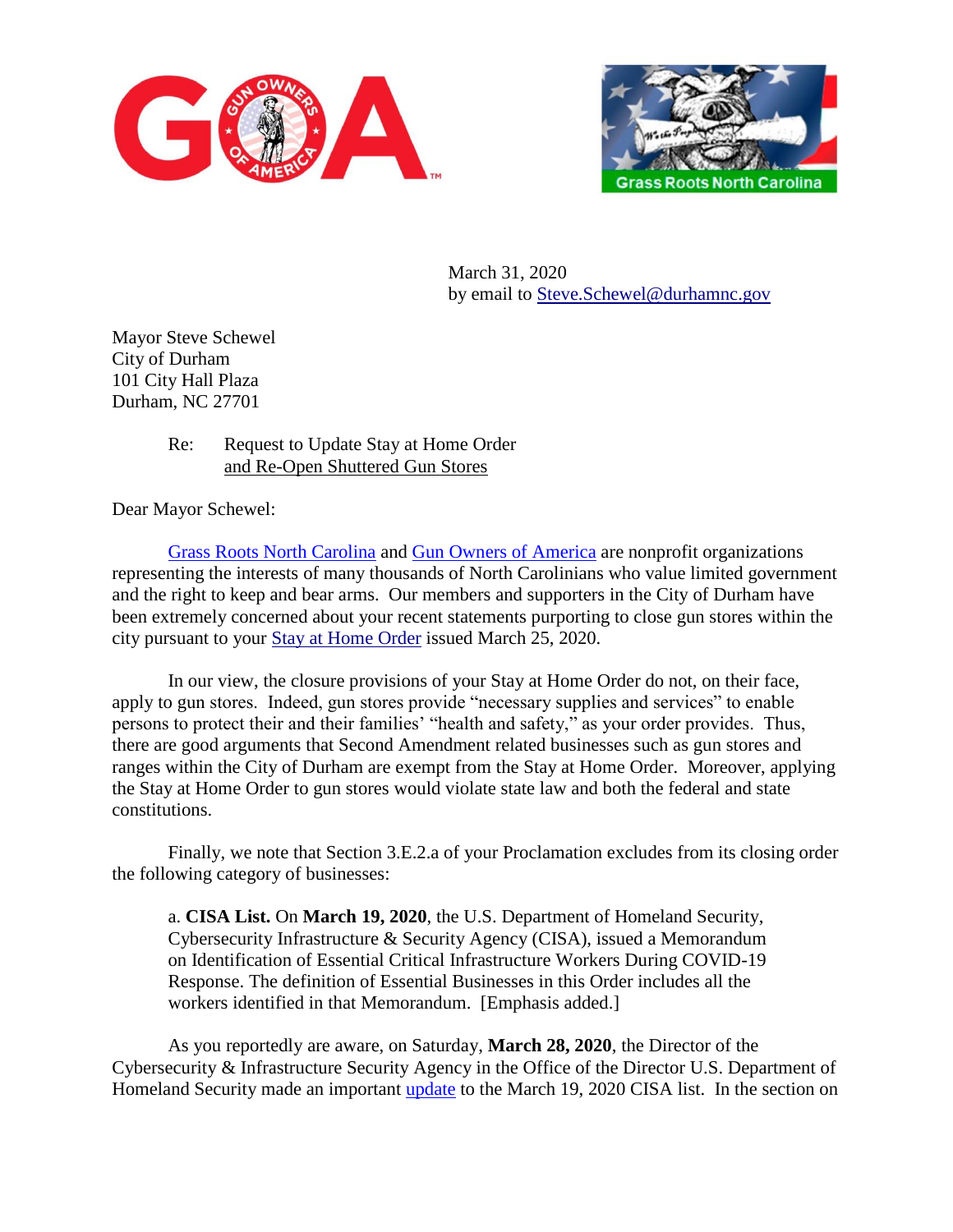March 31, 2020
by email to [Steve.Schewel@durhamnc.gov](mailto:Steve.Schewel@durhamnc.gov)

Mayor Steve Schewel
City of Durham
101 City Hall Plaza
Durham, NC 27701

Re: Request to Update Stay at Home Order
and Re-Open Shuttered Gun Stores

Dear Mayor Schewel:

Grass Roots North Carolina and Gun Owners of America are nonprofit organizations representing the interests of many thousands of North Carolinians who value limited government and the right to keep and bear arms. Our members and supporters in the City of Durham have been extremely concerned about your recent statements purporting to close gun stores within the city pursuant to your Stay at Home Order issued March 25, 2020.

In our view, the closure provisions of your Stay at Home Order do not, on their face, apply to gun stores. Indeed, gun stores provide "necessary supplies and services" to enable persons to protect their and their families' "health and safety," as your order provides. Thus, there are good arguments that Second Amendment related businesses such as gun stores and ranges within the City of Durham are exempt from the Stay at Home Order. Moreover, applying the Stay at Home Order to gun stores would violate state law and both the federal and state constitutions.

Finally, we note that Section 3.E.2.a of your Proclamation excludes from its closing order the following category of businesses:

> a. **CISA List.** On **March 19, 2020**, the U.S. Department of Homeland Security, Cybersecurity Infrastructure & Security Agency (CISA), issued a Memorandum on Identification of Essential Critical Infrastructure Workers During COVID-19 Response. The definition of Essential Businesses in this Order includes all the workers identified in that Memorandum. [Emphasis added.]

As you reportedly are aware, on Saturday, **March 28, 2020**, the Director of the Cybersecurity & Infrastructure Security Agency in the Office of the Director U.S. Department of Homeland Security made an important update to the March 19, 2020 CISA list. In the section on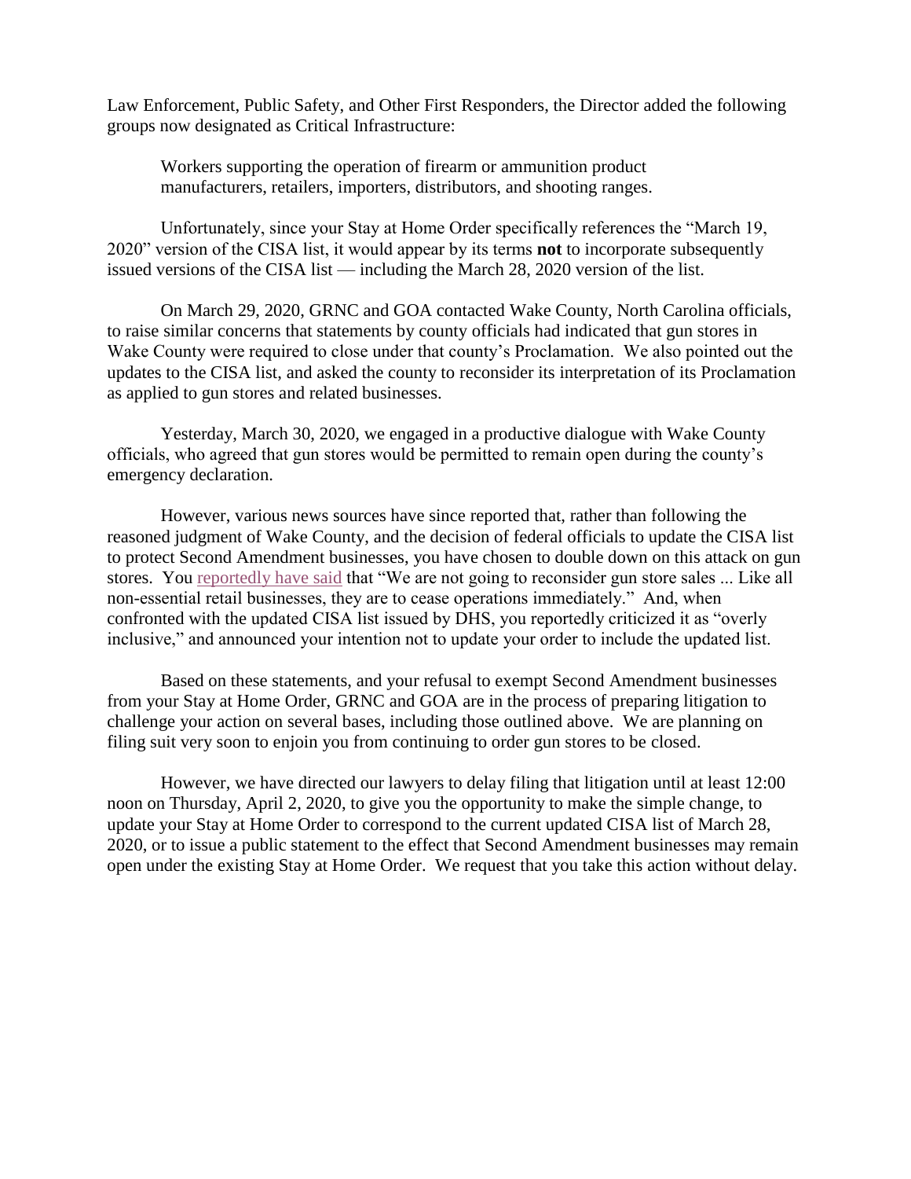Law Enforcement, Public Safety, and Other First Responders, the Director added the following groups now designated as Critical Infrastructure:

> Workers supporting the operation of firearm or ammunition product manufacturers, retailers, importers, distributors, and shooting ranges.

Unfortunately, since your Stay at Home Order specifically references the "March 19, 2020" version of the CISA list, it would appear by its terms **not** to incorporate subsequently issued versions of the CISA list — including the March 28, 2020 version of the list.

On March 29, 2020, GRNC and GOA contacted Wake County, North Carolina officials, to raise similar concerns that statements by county officials had indicated that gun stores in Wake County were required to close under that county's Proclamation. We also pointed out the updates to the CISA list, and asked the county to reconsider its interpretation of its Proclamation as applied to gun stores and related businesses.

Yesterday, March 30, 2020, we engaged in a productive dialogue with Wake County officials, who agreed that gun stores would be permitted to remain open during the county's emergency declaration.

However, various news sources have since reported that, rather than following the reasoned judgment of Wake County, and the decision of federal officials to update the CISA list to protect Second Amendment businesses, you have chosen to double down on this attack on gun stores. You reportedly have said that "We are not going to reconsider gun store sales ... Like all non-essential retail businesses, they are to cease operations immediately." And, when confronted with the updated CISA list issued by DHS, you reportedly criticized it as "overly inclusive," and announced your intention not to update your order to include the updated list.

Based on these statements, and your refusal to exempt Second Amendment businesses from your Stay at Home Order, GRNC and GOA are in the process of preparing litigation to challenge your action on several bases, including those outlined above. We are planning on filing suit very soon to enjoin you from continuing to order gun stores to be closed.

However, we have directed our lawyers to delay filing that litigation until at least 12:00 noon on Thursday, April 2, 2020, to give you the opportunity to make the simple change, to update your Stay at Home Order to correspond to the current updated CISA list of March 28, 2020, or to issue a public statement to the effect that Second Amendment businesses may remain open under the existing Stay at Home Order. We request that you take this action without delay.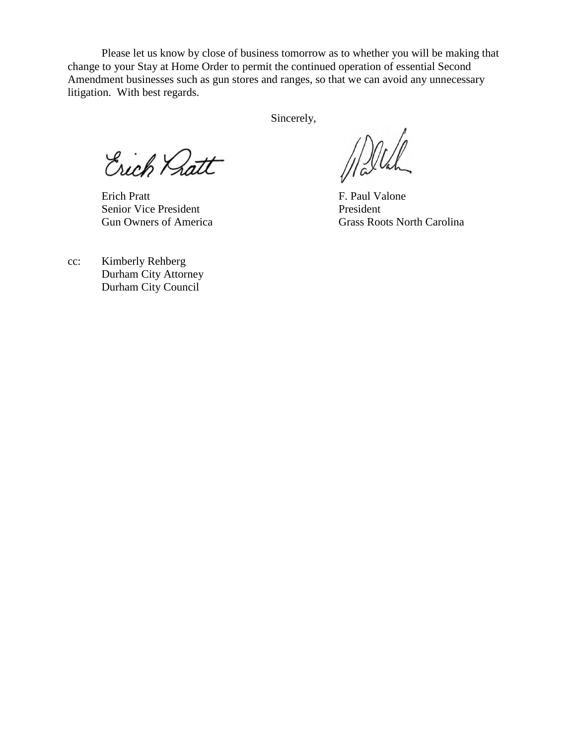Please let us know by close of business tomorrow as to whether you will be making that change to your Stay at Home Order to permit the continued operation of essential Second Amendment businesses such as gun stores and ranges, so that we can avoid any unnecessary litigation. With best regards.

Sincerely,

Erich Pratt
Senior Vice President
Gun Owners of America

F. Paul Valone
President
Grass Roots North Carolina

cc: Kimberly Rehberg
Durham City Attorney
Durham City Council